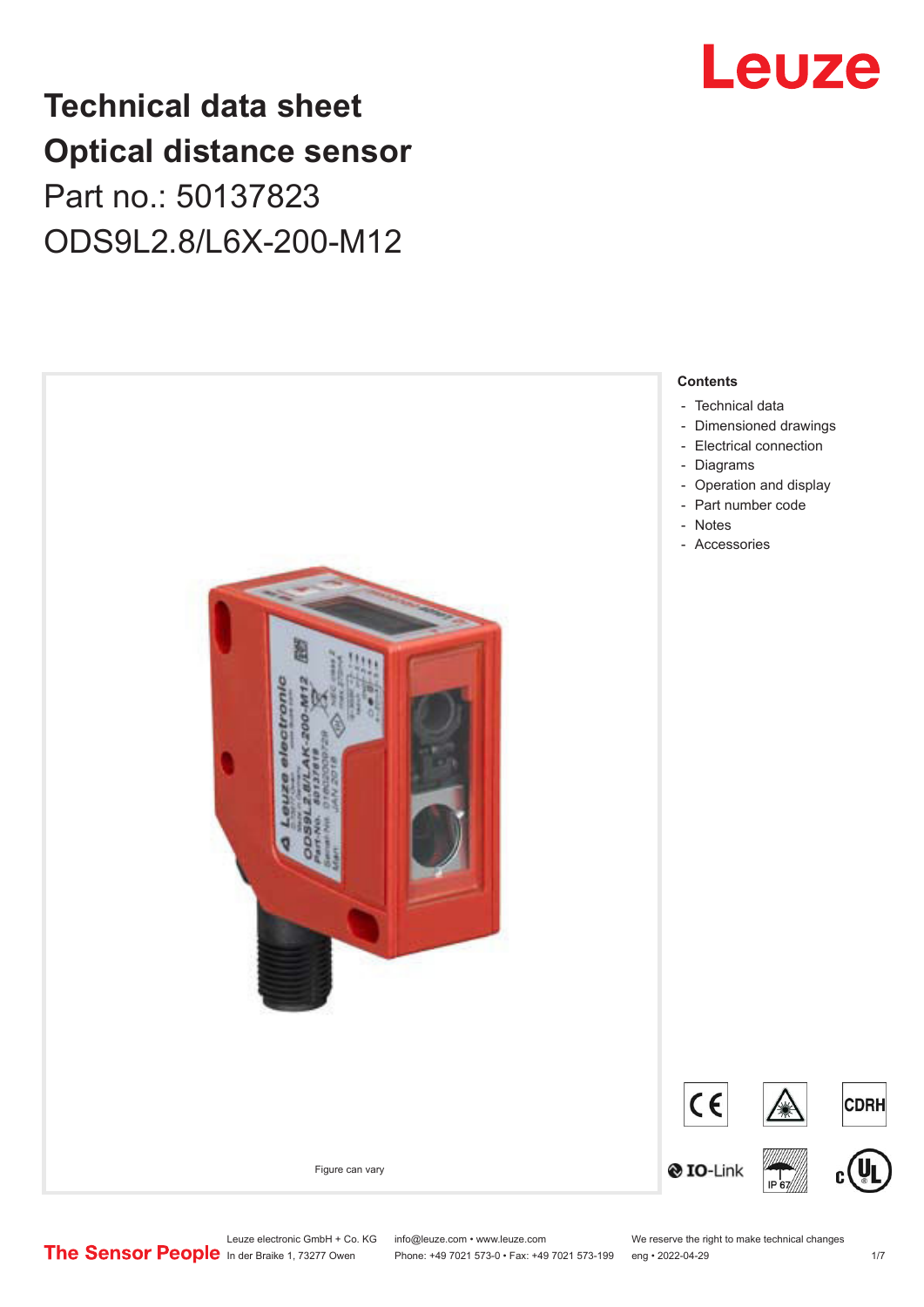# Technical data sheet
# Optical distance sensor

Part no.: 50137823

ODS9L2.8/L6X-200-M12

Figure can vary

**Contents**

- Technical data
- Dimensioned drawings
- Electrical connection
- Diagrams
- Operation and display
- Part number code
- Notes
- Accessories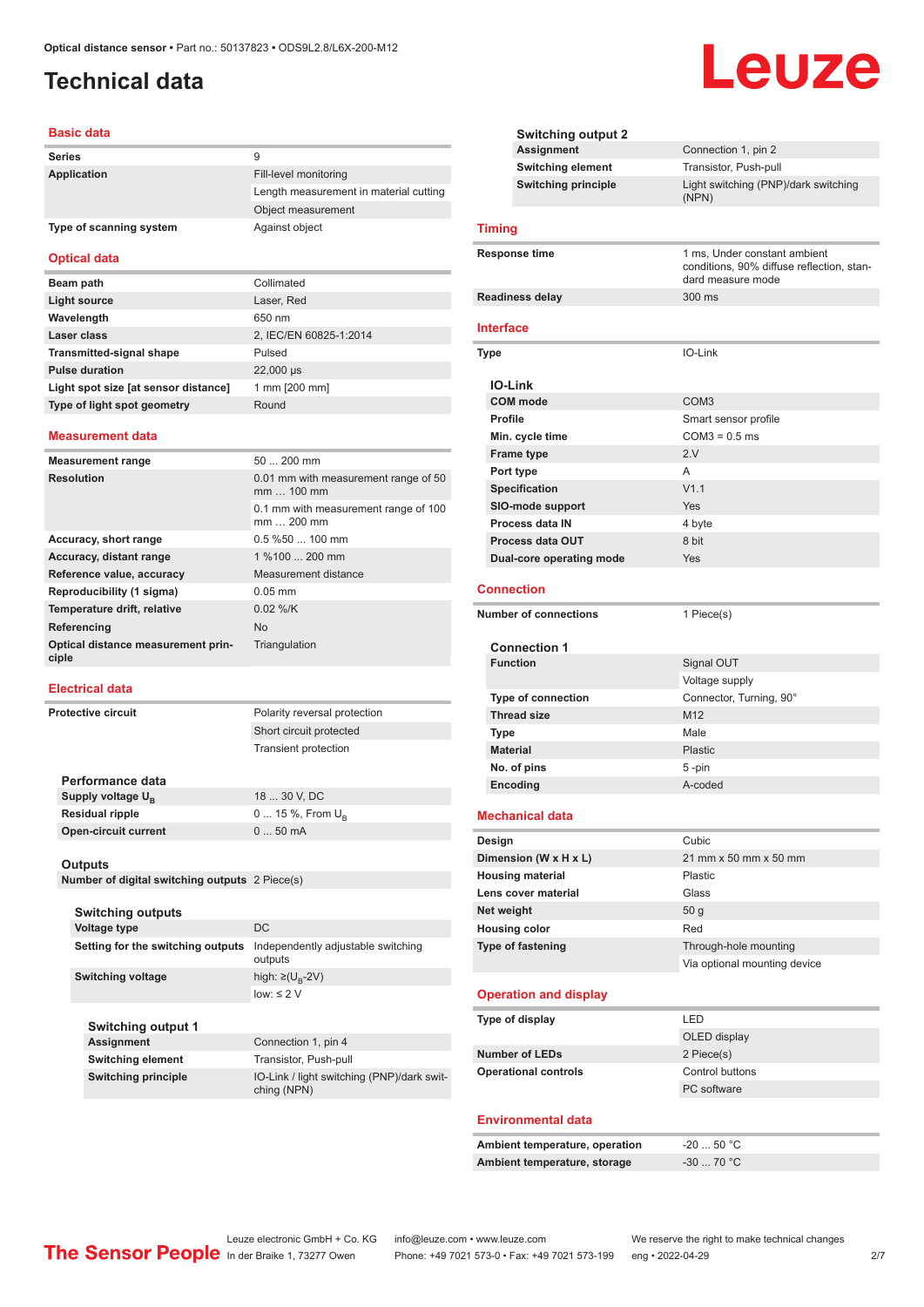# Technical data

## Basic data

| | |
|---|---|
| Series | 9 |
| Application | Fill-level monitoring |
| | Length measurement in material cutting |
| | Object measurement |
| Type of scanning system | Against object |

## Optical data

| | |
|---|---|
| Beam path | Collimated |
| Light source | Laser, Red |
| Wavelength | 650 nm |
| Laser class | 2, IEC/EN 60825-1:2014 |
| Transmitted-signal shape | Pulsed |
| Pulse duration | 22,000 µs |
| Light spot size [at sensor distance] | 1 mm [200 mm] |
| Type of light spot geometry | Round |

## Measurement data

| | |
|---|---|
| Measurement range | 50 ... 200 mm |
| Resolution | 0.01 mm with measurement range of 50 mm … 100 mm |
| | 0.1 mm with measurement range of 100 mm … 200 mm |
| Accuracy, short range | 0.5 %50 ... 100 mm |
| Accuracy, distant range | 1 %100 ... 200 mm |
| Reference value, accuracy | Measurement distance |
| Reproducibility (1 sigma) | 0.05 mm |
| Temperature drift, relative | 0.02 %/K |
| Referencing | No |
| Optical distance measurement principle | Triangulation |

## Electrical data

| | |
|---|---|
| Protective circuit | Polarity reversal protection |
| | Short circuit protected |
| | Transient protection |

### Performance data

| | |
|---|---|
| Supply voltage $U_B$ | 18 ... 30 V, DC |
| Residual ripple | 0 ... 15 %, From $U_B$ |
| Open-circuit current | 0 ... 50 mA |

### Outputs

| | |
|---|---|
| Number of digital switching outputs | 2 Piece(s) |

### Switching outputs

| | |
|---|---|
| Voltage type | DC |
| Setting for the switching outputs | Independently adjustable switching outputs |
| Switching voltage | high: ≥($U_B$-2V) |
| | low: ≤ 2 V |

### Switching output 1

| | |
|---|---|
| Assignment | Connection 1, pin 4 |
| Switching element | Transistor, Push-pull |
| Switching principle | IO-Link / light switching (PNP)/dark switching (NPN) |

### Switching output 2

| | |
|---|---|
| Assignment | Connection 1, pin 2 |
| Switching element | Transistor, Push-pull |
| Switching principle | Light switching (PNP)/dark switching (NPN) |

## Timing

| | |
|---|---|
| Response time | 1 ms, Under constant ambient conditions, 90% diffuse reflection, standard measure mode |
| Readiness delay | 300 ms |

## Interface

| | |
|---|---|
| Type | IO-Link |

### IO-Link

| | |
|---|---|
| COM mode | COM3 |
| Profile | Smart sensor profile |
| Min. cycle time | COM3 = 0.5 ms |
| Frame type | 2.V |
| Port type | A |
| Specification | V1.1 |
| SIO-mode support | Yes |
| Process data IN | 4 byte |
| Process data OUT | 8 bit |
| Dual-core operating mode | Yes |

## Connection

| | |
|---|---|
| Number of connections | 1 Piece(s) |

### Connection 1

| | |
|---|---|
| Function | Signal OUT |
| | Voltage supply |
| Type of connection | Connector, Turning, 90° |
| Thread size | M12 |
| Type | Male |
| Material | Plastic |
| No. of pins | 5 -pin |
| Encoding | A-coded |

## Mechanical data

| | |
|---|---|
| Design | Cubic |
| Dimension (W x H x L) | 21 mm x 50 mm x 50 mm |
| Housing material | Plastic |
| Lens cover material | Glass |
| Net weight | 50 g |
| Housing color | Red |
| Type of fastening | Through-hole mounting |
| | Via optional mounting device |

## Operation and display

| | |
|---|---|
| Type of display | LED |
| | OLED display |
| Number of LEDs | 2 Piece(s) |
| Operational controls | Control buttons |
| | PC software |

## Environmental data

| | |
|---|---|
| Ambient temperature, operation | -20 ... 50 °C |
| Ambient temperature, storage | -30 ... 70 °C |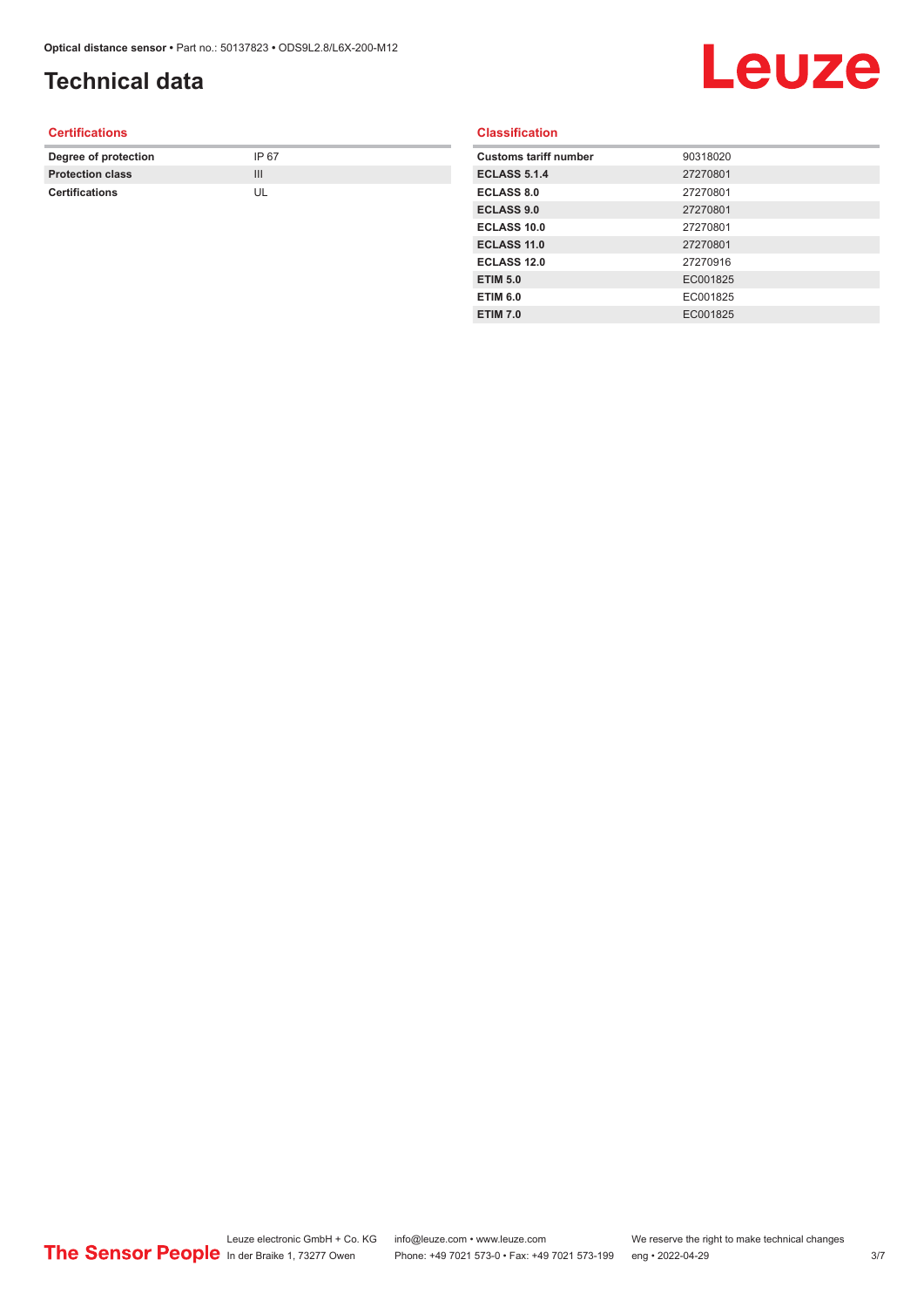# Technical data

## Certifications

| | |
|---|---|
| **Degree of protection** | IP 67 |
| **Protection class** | III |
| **Certifications** | UL |

## Classification

| | |
|---|---|
| **Customs tariff number** | 90318020 |
| **ECLASS 5.1.4** | 27270801 |
| **ECLASS 8.0** | 27270801 |
| **ECLASS 9.0** | 27270801 |
| **ECLASS 10.0** | 27270801 |
| **ECLASS 11.0** | 27270801 |
| **ECLASS 12.0** | 27270916 |
| **ETIM 5.0** | EC001825 |
| **ETIM 6.0** | EC001825 |
| **ETIM 7.0** | EC001825 |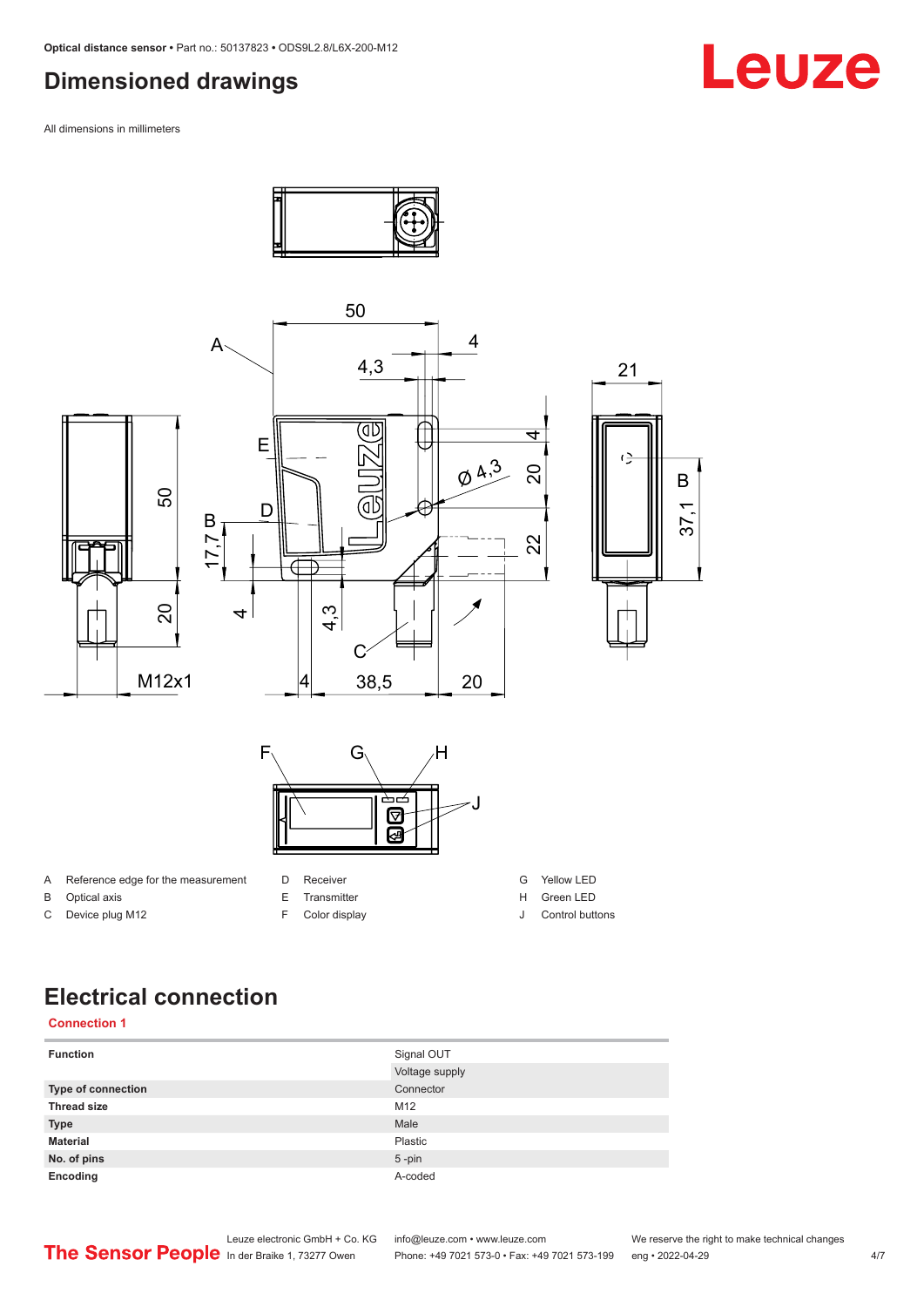## Dimensioned drawings

All dimensions in millimeters

A Reference edge for the measurement
B Optical axis
C Device plug M12
D Receiver
E Transmitter
F Color display
G Yellow LED
H Green LED
J Control buttons

## Electrical connection

### Connection 1

| | |
|---|---|
| **Function** | Signal OUT |
| | Voltage supply |
| **Type of connection** | Connector |
| **Thread size** | M12 |
| **Type** | Male |
| **Material** | Plastic |
| **No. of pins** | 5 -pin |
| **Encoding** | A-coded |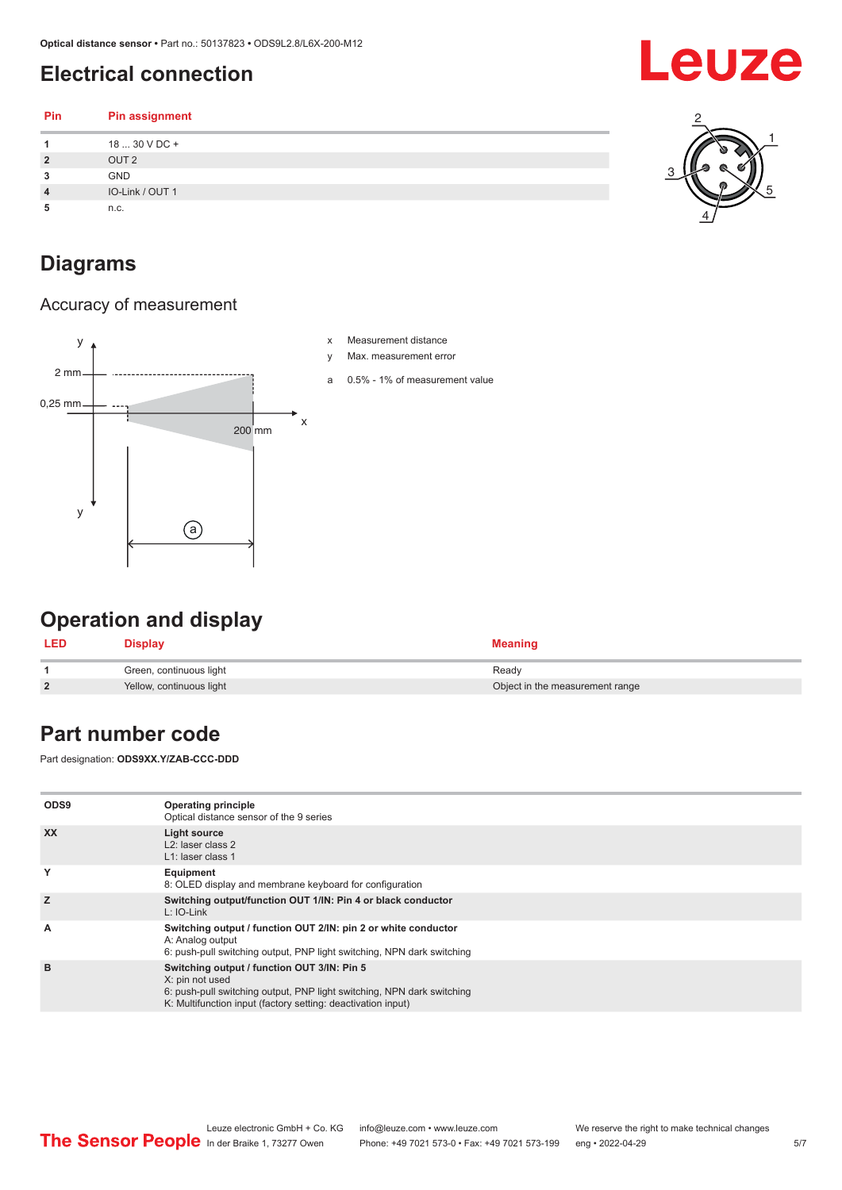# Electrical connection

| Pin | Pin assignment |
|---|---|
| 1 | 18 ... 30 V DC + |
| 2 | OUT 2 |
| 3 | GND |
| 4 | IO-Link / OUT 1 |
| 5 | n.c. |

# Diagrams

## Accuracy of measurement

x Measurement distance

y Max. measurement error

a 0.5% - 1% of measurement value

# Operation and display

| LED | Display | Meaning |
|---|---|---|
| 1 | Green, continuous light | Ready |
| 2 | Yellow, continuous light | Object in the measurement range |

# Part number code

Part designation: **ODS9XX.Y/ZAB-CCC-DDD**

| | |
|---|---|
| ODS9 | **Operating principle**<br>Optical distance sensor of the 9 series |
| XX | **Light source**<br>L2: laser class 2<br>L1: laser class 1 |
| Y | **Equipment**<br>8: OLED display and membrane keyboard for configuration |
| Z | **Switching output/function OUT 1/IN: Pin 4 or black conductor**<br>L: IO-Link |
| A | **Switching output / function OUT 2/IN: pin 2 or white conductor**<br>A: Analog output<br>6: push-pull switching output, PNP light switching, NPN dark switching |
| B | **Switching output / function OUT 3/IN: Pin 5**<br>X: pin not used<br>6: push-pull switching output, PNP light switching, NPN dark switching<br>K: Multifunction input (factory setting: deactivation input) |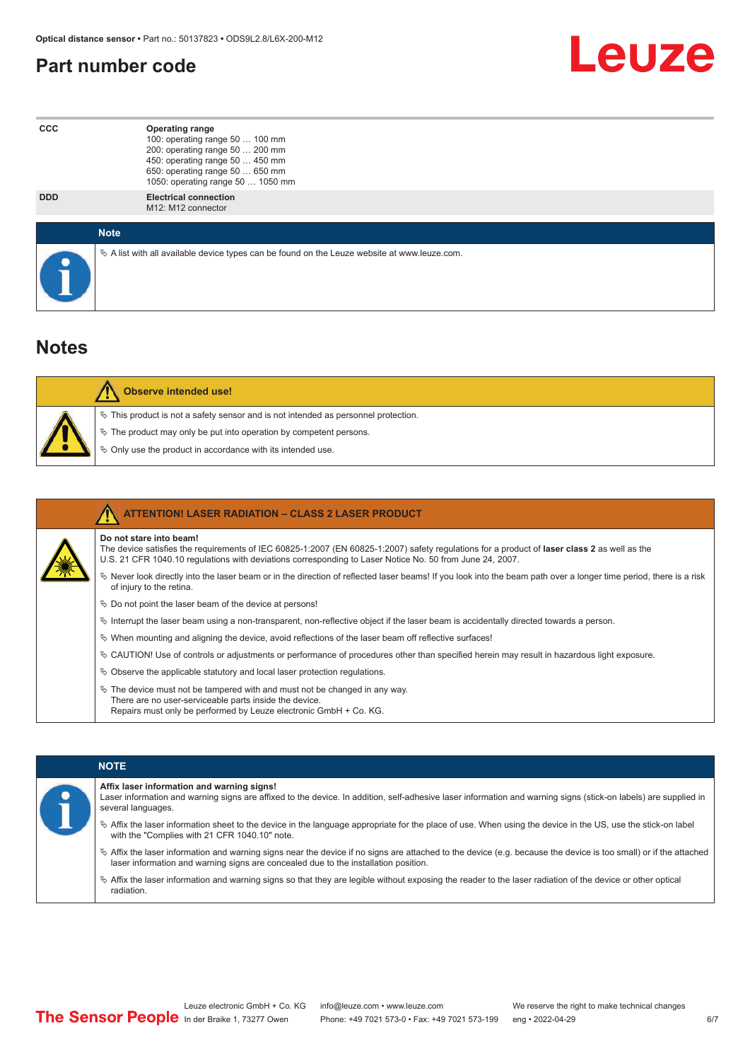## Part number code

| | |
|---|---|
| **CCC** | **Operating range**<br>100: operating range 50 … 100 mm<br>200: operating range 50 … 200 mm<br>450: operating range 50 … 450 mm<br>650: operating range 50 … 650 mm<br>1050: operating range 50 … 1050 mm |
| **DDD** | **Electrical connection**<br>M12: M12 connector |

**Note**

- A list with all available device types can be found on the Leuze website at www.leuze.com.

## Notes

**Observe intended use!**

- This product is not a safety sensor and is not intended as personnel protection.
- The product may only be put into operation by competent persons.
- Only use the product in accordance with its intended use.

**ATTENTION! LASER RADIATION – CLASS 2 LASER PRODUCT**

**Do not stare into beam!**
The device satisfies the requirements of IEC 60825-1:2007 (EN 60825-1:2007) safety regulations for a product of **laser class 2** as well as the U.S. 21 CFR 1040.10 regulations with deviations corresponding to Laser Notice No. 50 from June 24, 2007.

- Never look directly into the laser beam or in the direction of reflected laser beams! If you look into the beam path over a longer time period, there is a risk of injury to the retina.
- Do not point the laser beam of the device at persons!
- Interrupt the laser beam using a non-transparent, non-reflective object if the laser beam is accidentally directed towards a person.
- When mounting and aligning the device, avoid reflections of the laser beam off reflective surfaces!
- CAUTION! Use of controls or adjustments or performance of procedures other than specified herein may result in hazardous light exposure.
- Observe the applicable statutory and local laser protection regulations.
- The device must not be tampered with and must not be changed in any way.
  There are no user-serviceable parts inside the device.
  Repairs must only be performed by Leuze electronic GmbH + Co. KG.

**NOTE**

**Affix laser information and warning signs!**
Laser information and warning signs are affixed to the device. In addition, self-adhesive laser information and warning signs (stick-on labels) are supplied in several languages.

- Affix the laser information sheet to the device in the language appropriate for the place of use. When using the device in the US, use the stick-on label with the "Complies with 21 CFR 1040.10" note.
- Affix the laser information and warning signs near the device if no signs are attached to the device (e.g. because the device is too small) or if the attached laser information and warning signs are concealed due to the installation position.
- Affix the laser information and warning signs so that they are legible without exposing the reader to the laser radiation of the device or other optical radiation.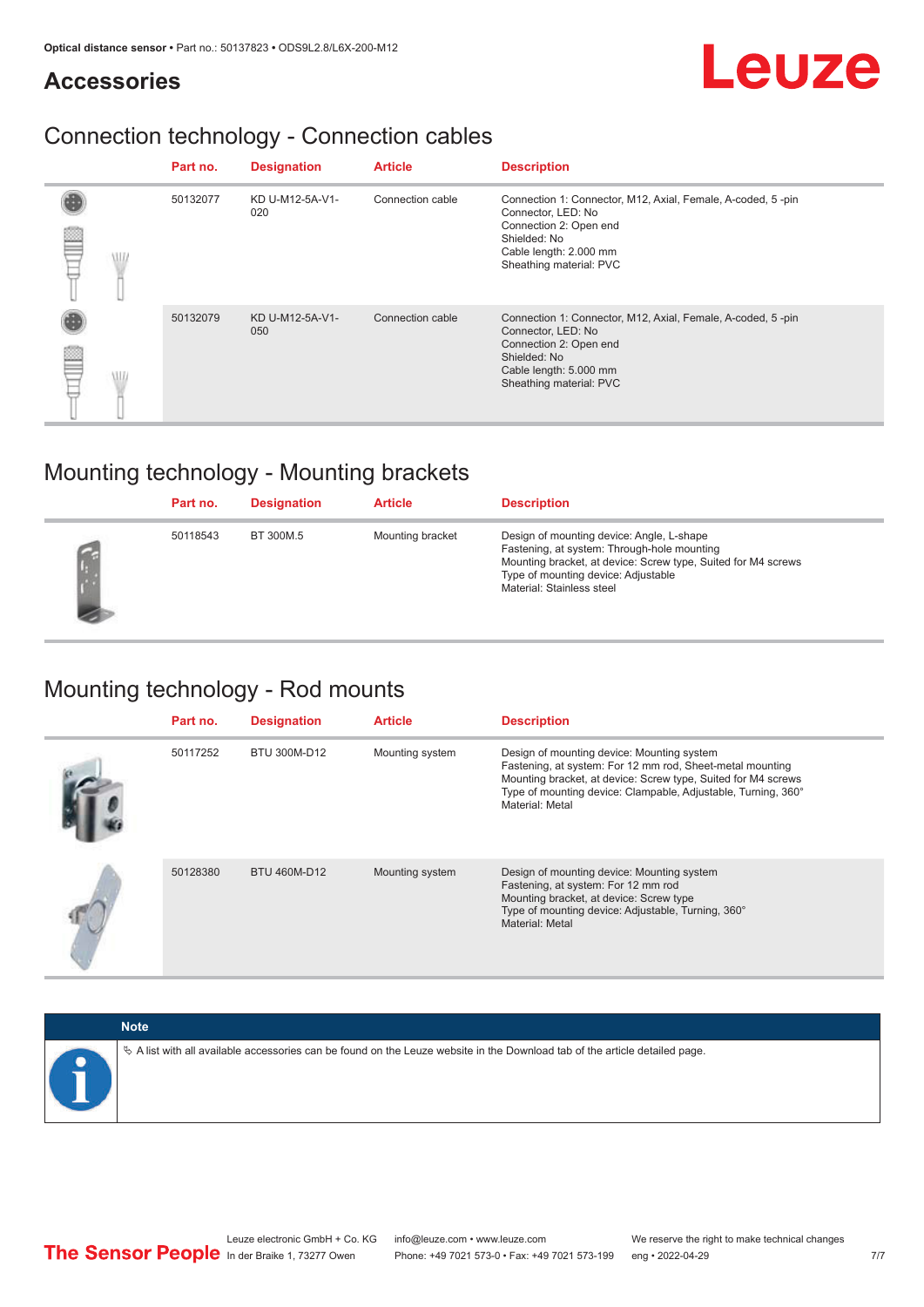# Accessories

## Connection technology - Connection cables

| | Part no. | Designation | Article | Description |
|---|---|---|---|---|
| | 50132077 | KD U-M12-5A-V1-020 | Connection cable | Connection 1: Connector, M12, Axial, Female, A-coded, 5 -pin<br>Connector, LED: No<br>Connection 2: Open end<br>Shielded: No<br>Cable length: 2.000 mm<br>Sheathing material: PVC |
| | 50132079 | KD U-M12-5A-V1-050 | Connection cable | Connection 1: Connector, M12, Axial, Female, A-coded, 5 -pin<br>Connector, LED: No<br>Connection 2: Open end<br>Shielded: No<br>Cable length: 5.000 mm<br>Sheathing material: PVC |

## Mounting technology - Mounting brackets

| | Part no. | Designation | Article | Description |
|---|---|---|---|---|
| | 50118543 | BT 300M.5 | Mounting bracket | Design of mounting device: Angle, L-shape<br>Fastening, at system: Through-hole mounting<br>Mounting bracket, at device: Screw type, Suited for M4 screws<br>Type of mounting device: Adjustable<br>Material: Stainless steel |

## Mounting technology - Rod mounts

| | Part no. | Designation | Article | Description |
|---|---|---|---|---|
| | 50117252 | BTU 300M-D12 | Mounting system | Design of mounting device: Mounting system<br>Fastening, at system: For 12 mm rod, Sheet-metal mounting<br>Mounting bracket, at device: Screw type, Suited for M4 screws<br>Type of mounting device: Clampable, Adjustable, Turning, 360°<br>Material: Metal |
| | 50128380 | BTU 460M-D12 | Mounting system | Design of mounting device: Mounting system<br>Fastening, at system: For 12 mm rod<br>Mounting bracket, at device: Screw type<br>Type of mounting device: Adjustable, Turning, 360°<br>Material: Metal |

**Note**

↳ A list with all available accessories can be found on the Leuze website in the Download tab of the article detailed page.